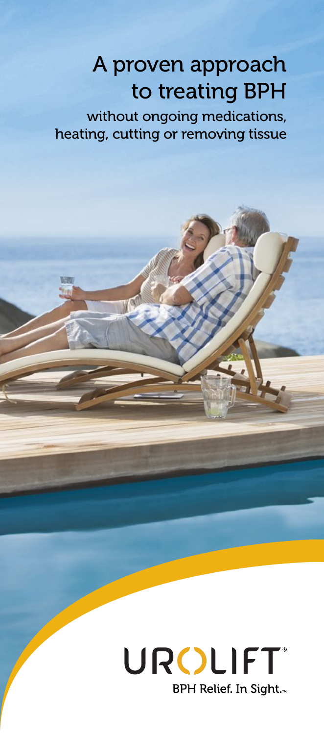# A proven approach to treating BPH

without ongoing medications, heating, cutting or removing tissue

UROLIFT®

BPH Relief. In Sight.™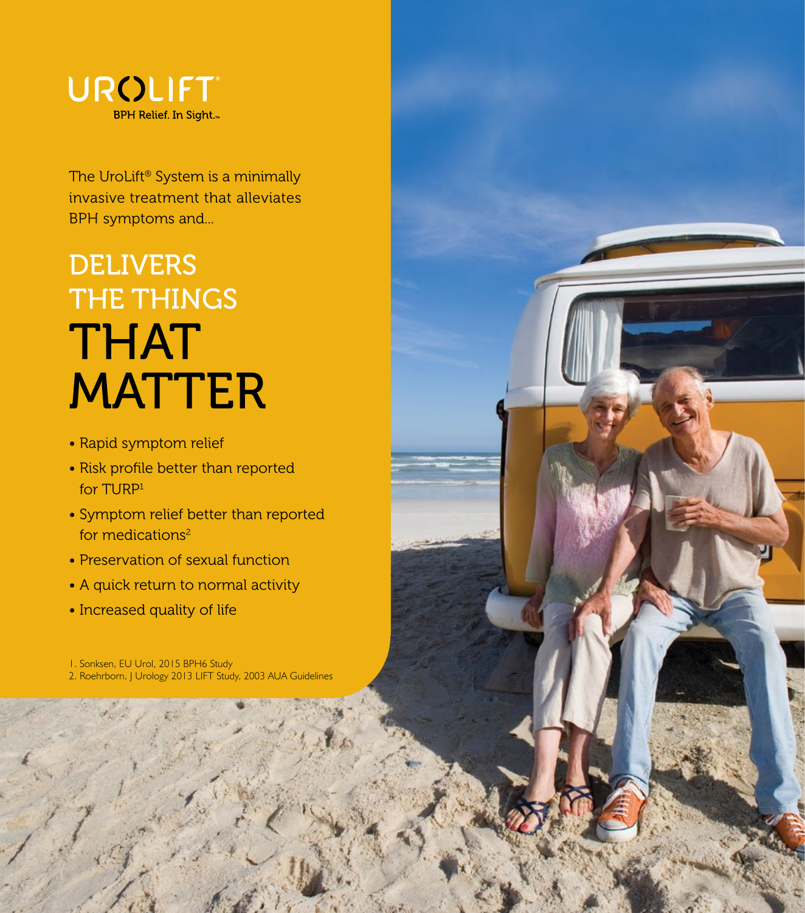# UROLIFT®

BPH Relief. In Sight.™

The UroLift® System is a minimally invasive treatment that alleviates BPH symptoms and...

## DELIVERS THE THINGS THAT MATTER

- Rapid symptom relief
- Risk profile better than reported for TURP[1]
- Symptom relief better than reported for medications[2]
- Preservation of sexual function
- A quick return to normal activity
- Increased quality of life

1. Sonksen, EU Urol, 2015 BPH6 Study
2. Roehrborn, J Urology 2013 LIFT Study, 2003 AUA Guidelines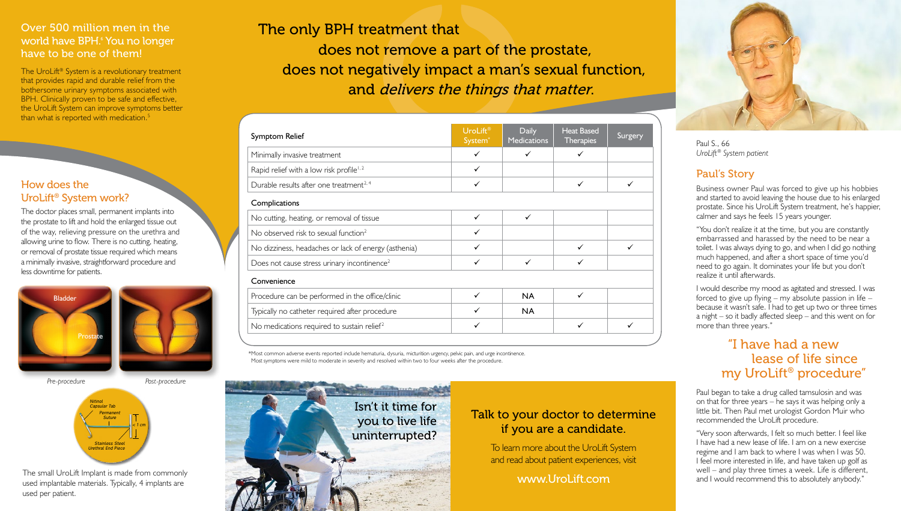Over 500 million men in the world have BPH.[6] You no longer have to be one of them!

The UroLift® System is a revolutionary treatment that provides rapid and durable relief from the bothersome urinary symptoms associated with BPH. Clinically proven to be safe and effective, the UroLift System can improve symptoms better than what is reported with medication.[5]

## How does the UroLift® System work?

The doctor places small, permanent implants into the prostate to lift and hold the enlarged tissue out of the way, relieving pressure on the urethra and allowing urine to flow. There is no cutting, heating, or removal of prostate tissue required which means a minimally invasive, straightforward procedure and less downtime for patients.

Bladder

Prostate

*Pre-procedure*

*Post-procedure*

Nitinol Capsular Tab

Permanent Suture

< 1 cm

Stainless Steel Urethral End Piece

The small UroLift Implant is made from commonly used implantable materials. Typically, 4 implants are used per patient.

# The only BPH treatment that does not remove a part of the prostate, does not negatively impact a man's sexual function, and *delivers the things that matter.*

| Symptom Relief | UroLift® System* | Daily Medications | Heat Based Therapies | Surgery |
|---|---|---|---|---|
| Minimally invasive treatment | ✓ | ✓ | ✓ | |
| Rapid relief with a low risk profile[1,2] | ✓ | | | |
| Durable results after one treatment[2-4] | ✓ | | ✓ | ✓ |
| **Complications** | | | | |
| No cutting, heating, or removal of tissue | ✓ | ✓ | | |
| No observed risk to sexual function[2] | ✓ | | | |
| No dizziness, headaches or lack of energy (asthenia) | ✓ | | ✓ | ✓ |
| Does not cause stress urinary incontinence[2] | ✓ | ✓ | ✓ | |
| **Convenience** | | | | |
| Procedure can be performed in the office/clinic | ✓ | NA | ✓ | |
| Typically no catheter required after procedure | ✓ | NA | | |
| No medications required to sustain relief[2] | ✓ | | ✓ | ✓ |

*Most common adverse events reported include hematuria, dysuria, micturition urgency, pelvic pain, and urge incontinence. Most symptoms were mild to moderate in severity and resolved within two to four weeks after the procedure.

Isn't it time for you to live life uninterrupted?

## Talk to your doctor to determine if you are a candidate.

To learn more about the UroLift System and read about patient experiences, visit

www.UroLift.com

Paul S., 66
*UroLift® System patient*

## Paul's Story

Business owner Paul was forced to give up his hobbies and started to avoid leaving the house due to his enlarged prostate. Since his UroLift System treatment, he's happier, calmer and says he feels 15 years younger.

"You don't realize it at the time, but you are constantly embarrassed and harassed by the need to be near a toilet. I was always dying to go, and when I did go nothing much happened, and after a short space of time you'd need to go again. It dominates your life but you don't realize it until afterwards.

I would describe my mood as agitated and stressed. I was forced to give up flying – my absolute passion in life – because it wasn't safe. I had to get up two or three times a night – so it badly affected sleep – and this went on for more than three years."

### "I have had a new lease of life since my UroLift® procedure"

Paul began to take a drug called tamsulosin and was on that for three years – he says it was helping only a little bit. Then Paul met urologist Gordon Muir who recommended the UroLift procedure.

"Very soon afterwards, I felt so much better. I feel like I have had a new lease of life. I am on a new exercise regime and I am back to where I was when I was 50. I feel more interested in life, and have taken up golf as well – and play three times a week. Life is different, and I would recommend this to absolutely anybody."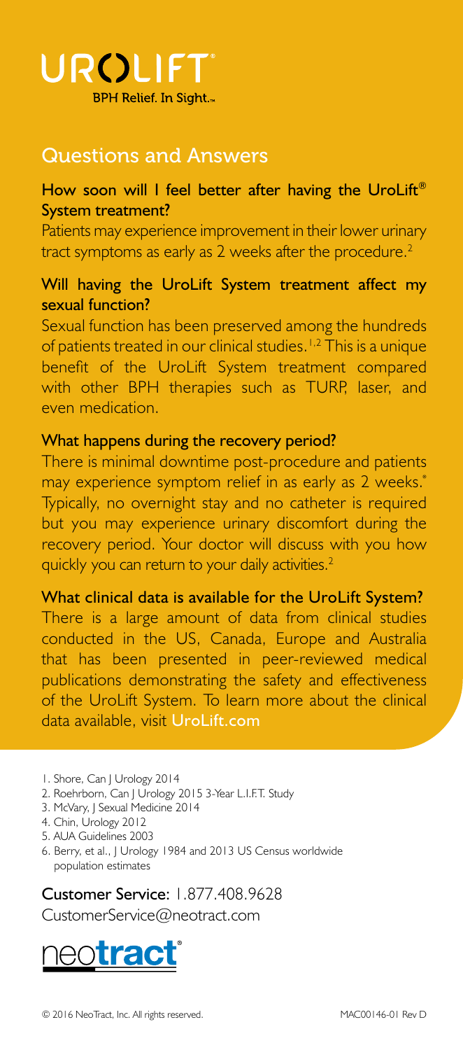# UROLIFT®

BPH Relief. In Sight.™

## Questions and Answers

### How soon will I feel better after having the UroLift® System treatment?

Patients may experience improvement in their lower urinary tract symptoms as early as 2 weeks after the procedure.[2]

### Will having the UroLift System treatment affect my sexual function?

Sexual function has been preserved among the hundreds of patients treated in our clinical studies.[1,2] This is a unique benefit of the UroLift System treatment compared with other BPH therapies such as TURP, laser, and even medication.

### What happens during the recovery period?

There is minimal downtime post-procedure and patients may experience symptom relief in as early as 2 weeks.* Typically, no overnight stay and no catheter is required but you may experience urinary discomfort during the recovery period. Your doctor will discuss with you how quickly you can return to your daily activities.[2]

### What clinical data is available for the UroLift System?

There is a large amount of data from clinical studies conducted in the US, Canada, Europe and Australia that has been presented in peer-reviewed medical publications demonstrating the safety and effectiveness of the UroLift System. To learn more about the clinical data available, visit UroLift.com

1. Shore, Can J Urology 2014
2. Roehrborn, Can J Urology 2015 3-Year L.I.F.T. Study
3. McVary, J Sexual Medicine 2014
4. Chin, Urology 2012
5. AUA Guidelines 2003
6. Berry, et al., J Urology 1984 and 2013 US Census worldwide population estimates

Customer Service: 1.877.408.9628
CustomerService@neotract.com

neotract®

© 2016 NeoTract, Inc. All rights reserved. MAC00146-01 Rev D